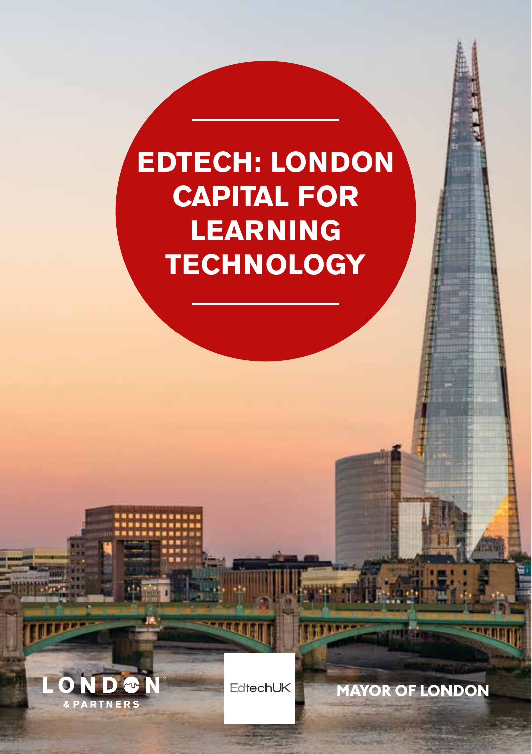# EDTECH: LONDON CAPITAL FOR LEARNING TECHNOLOGY

LONDON & PARTNERS

EdtechUK

MAYOR OF LONDON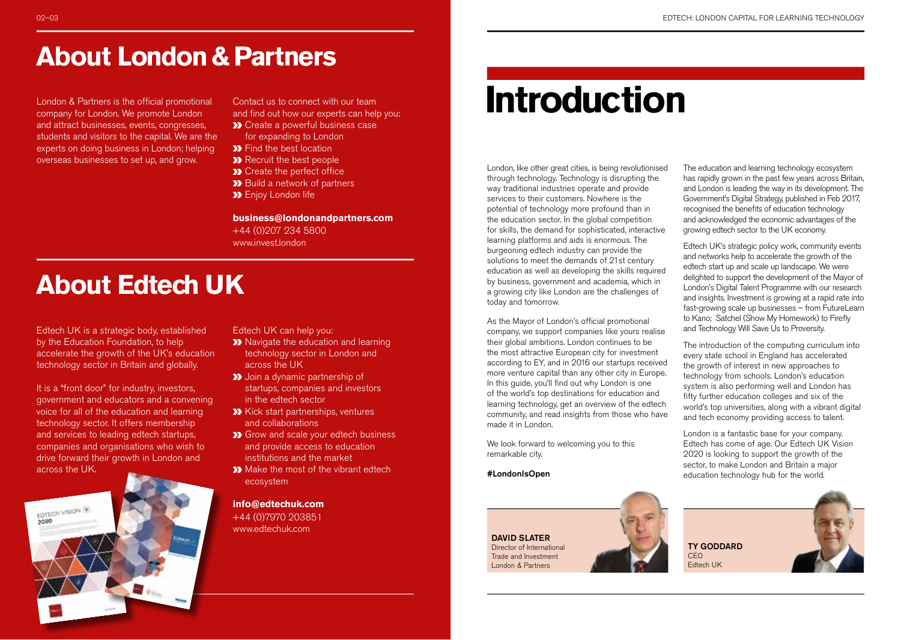# About London & Partners

London & Partners is the official promotional company for London. We promote London and attract businesses, events, congresses, students and visitors to the capital. We are the experts on doing business in London; helping overseas businesses to set up, and grow.

Contact us to connect with our team and find out how our experts can help you:

- Create a powerful business case for expanding to London
- Find the best location
- Recruit the best people
- Create the perfect office
- Build a network of partners
- Enjoy London life

**business@londonandpartners.com**
+44 (0)207 234 5800
www.invest.london

# About Edtech UK

Edtech UK is a strategic body, established by the Education Foundation, to help accelerate the growth of the UK's education technology sector in Britain and globally.

It is a "front door" for industry, investors, government and educators and a convening voice for all of the education and learning technology sector. It offers membership and services to leading edtech startups, companies and organisations who wish to drive forward their growth in London and across the UK.

Edtech UK can help you:

- Navigate the education and learning technology sector in London and across the UK
- Join a dynamic partnership of startups, companies and investors in the edtech sector
- Kick start partnerships, ventures and collaborations
- Grow and scale your edtech business and provide access to education institutions and the market
- Make the most of the vibrant edtech ecosystem

**info@edtechuk.com**
+44 (0)7970 203851
www.edtechuk.com

# Introduction

London, like other great cities, is being revolutionised through technology. Technology is disrupting the way traditional industries operate and provide services to their customers. Nowhere is the potential of technology more profound than in the education sector. In the global competition for skills, the demand for sophisticated, interactive learning platforms and aids is enormous. The burgeoning edtech industry can provide the solutions to meet the demands of 21st century education as well as developing the skills required by business, government and academia, which in a growing city like London are the challenges of today and tomorrow.

As the Mayor of London's official promotional company, we support companies like yours realise their global ambitions. London continues to be the most attractive European city for investment according to EY, and in 2016 our startups received more venture capital than any other city in Europe. In this guide, you'll find out why London is one of the world's top destinations for education and learning technology, get an overview of the edtech community, and read insights from those who have made it in London.

We look forward to welcoming you to this remarkable city.

**#LondonIsOpen**

**DAVID SLATER**
Director of International Trade and Investment
London & Partners

The education and learning technology ecosystem has rapidly grown in the past few years across Britain, and London is leading the way in its development. The Government's Digital Strategy, published in Feb 2017, recognised the benefits of education technology and acknowledged the economic advantages of the growing edtech sector to the UK economy.

Edtech UK's strategic policy work, community events and networks help to accelerate the growth of the edtech start up and scale up landscape. We were delighted to support the development of the Mayor of London's Digital Talent Programme with our research and insights. Investment is growing at a rapid rate into fast-growing scale up businesses – from FutureLearn to Kano; Satchel (Show My Homework) to Firefly and Technology Will Save Us to Proversity.

The introduction of the computing curriculum into every state school in England has accelerated the growth of interest in new approaches to technology from schools. London's education system is also performing well and London has fifty further education colleges and six of the world's top universities, along with a vibrant digital and tech economy providing access to talent.

London is a fantastic base for your company. Edtech has come of age. Our Edtech UK Vision 2020 is looking to support the growth of the sector, to make London and Britain a major education technology hub for the world.

**TY GODDARD**
CEO
Edtech UK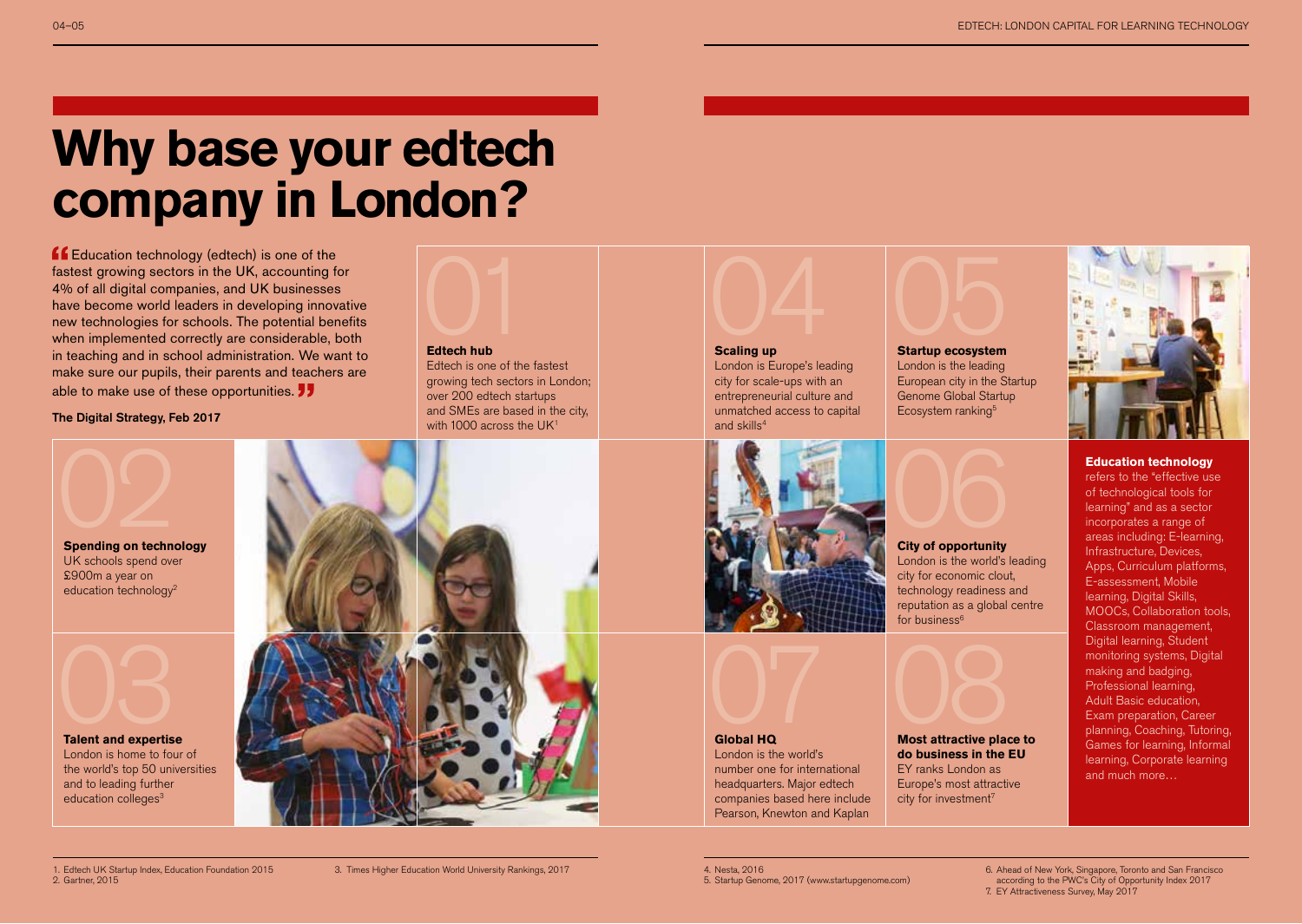# Why base your edtech company in London?

"Education technology (edtech) is one of the fastest growing sectors in the UK, accounting for 4% of all digital companies, and UK businesses have become world leaders in developing innovative new technologies for schools. The potential benefits when implemented correctly are considerable, both in teaching and in school administration. We want to make sure our pupils, their parents and teachers are able to make use of these opportunities."

**The Digital Strategy, Feb 2017**

## 01

**Edtech hub**
Edtech is one of the fastest growing tech sectors in London; over 200 edtech startups and SMEs are based in the city, with 1000 across the UK[1]

## 02

**Spending on technology**
UK schools spend over £900m a year on education technology[2]

## 03

**Talent and expertise**
London is home to four of the world's top 50 universities and to leading further education colleges[3]

## 04

**Scaling up**
London is Europe's leading city for scale-ups with an entrepreneurial culture and unmatched access to capital and skills[4]

## 05

**Startup ecosystem**
London is the leading European city in the Startup Genome Global Startup Ecosystem ranking[5]

## 06

**City of opportunity**
London is the world's leading city for economic clout, technology readiness and reputation as a global centre for business[6]

## 07

**Global HQ**
London is the world's number one for international headquarters. Major edtech companies based here include Pearson, Knewton and Kaplan

## 08

**Most attractive place to do business in the EU**
EY ranks London as Europe's most attractive city for investment[7]

**Education technology** refers to the "effective use of technological tools for learning" and as a sector incorporates a range of areas including: E-learning, Infrastructure, Devices, Apps, Curriculum platforms, E-assessment, Mobile learning, Digital Skills, MOOCs, Collaboration tools, Classroom management, Digital learning, Student monitoring systems, Digital making and badging, Professional learning, Adult Basic education, Exam preparation, Career planning, Coaching, Tutoring, Games for learning, Informal learning, Corporate learning and much more…

1. Edtech UK Startup Index, Education Foundation 2015
2. Gartner, 2015
3. Times Higher Education World University Rankings, 2017
4. Nesta, 2016
5. Startup Genome, 2017 (www.startupgenome.com)
6. Ahead of New York, Singapore, Toronto and San Francisco according to the PWC's City of Opportunity Index 2017
7. EY Attractiveness Survey, May 2017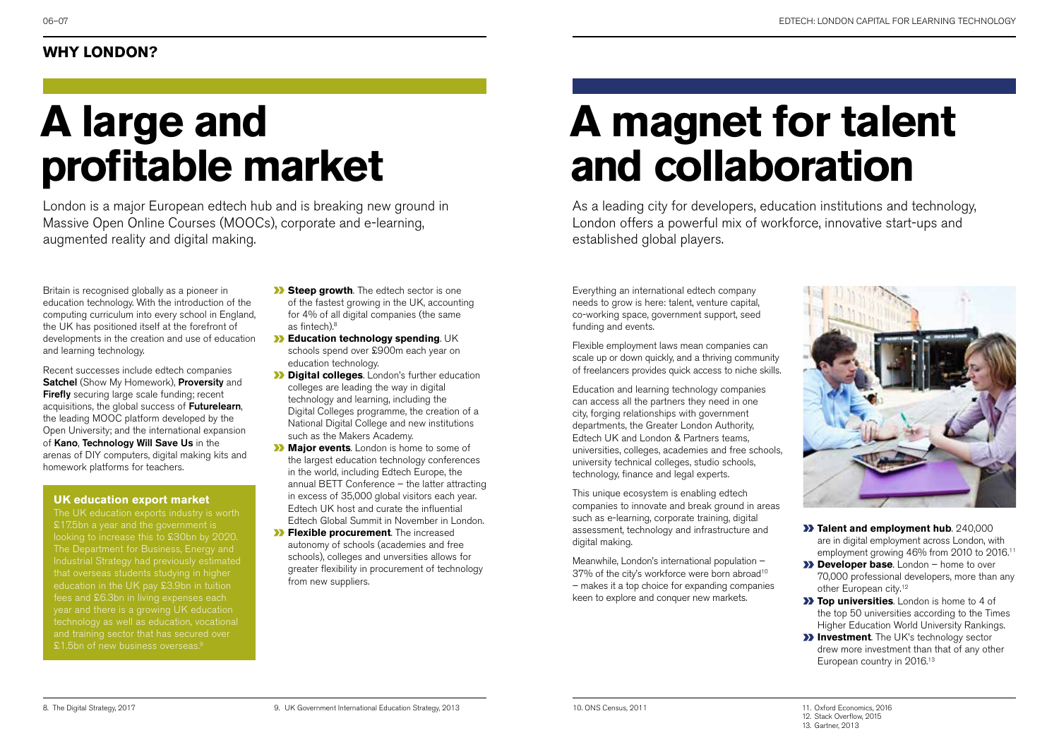## WHY LONDON?

# A large and profitable market

London is a major European edtech hub and is breaking new ground in Massive Open Online Courses (MOOCs), corporate and e-learning, augmented reality and digital making.

Britain is recognised globally as a pioneer in education technology. With the introduction of the computing curriculum into every school in England, the UK has positioned itself at the forefront of developments in the creation and use of education and learning technology.

Recent successes include edtech companies **Satchel** (Show My Homework), **Proversity** and **Firefly** securing large scale funding; recent acquisitions, the global success of **Futurelearn**, the leading MOOC platform developed by the Open University; and the international expansion of **Kano**, **Technology Will Save Us** in the arenas of DIY computers, digital making kits and homework platforms for teachers.

### UK education export market

The UK education exports industry is worth £17.5bn a year and the government is looking to increase this to £30bn by 2020. The Department for Business, Energy and Industrial Strategy had previously estimated that overseas students studying in higher education in the UK pay £3.9bn in tuition fees and £6.3bn in living expenses each year and there is a growing UK education technology as well as education, vocational and training sector that has secured over £1.5bn of new business overseas.[9]

- **Steep growth**. The edtech sector is one of the fastest growing in the UK, accounting for 4% of all digital companies (the same as fintech).[8]
- **Education technology spending**. UK schools spend over £900m each year on education technology.
- **Digital colleges**. London's further education colleges are leading the way in digital technology and learning, including the Digital Colleges programme, the creation of a National Digital College and new institutions such as the Makers Academy.
- **Major events**. London is home to some of the largest education technology conferences in the world, including Edtech Europe, the annual BETT Conference – the latter attracting in excess of 35,000 global visitors each year. Edtech UK host and curate the influential Edtech Global Summit in November in London.
- **Flexible procurement**. The increased autonomy of schools (academies and free schools), colleges and unversities allows for greater flexibility in procurement of technology from new suppliers.

8. The Digital Strategy, 2017

9. UK Government International Education Strategy, 2013

# A magnet for talent and collaboration

As a leading city for developers, education institutions and technology, London offers a powerful mix of workforce, innovative start-ups and established global players.

Everything an international edtech company needs to grow is here: talent, venture capital, co-working space, government support, seed funding and events.

Flexible employment laws mean companies can scale up or down quickly, and a thriving community of freelancers provides quick access to niche skills.

Education and learning technology companies can access all the partners they need in one city, forging relationships with government departments, the Greater London Authority, Edtech UK and London & Partners teams, universities, colleges, academies and free schools, university technical colleges, studio schools, technology, finance and legal experts.

This unique ecosystem is enabling edtech companies to innovate and break ground in areas such as e-learning, corporate training, digital assessment, technology and infrastructure and digital making.

Meanwhile, London's international population – 37% of the city's workforce were born abroad[10] – makes it a top choice for expanding companies keen to explore and conquer new markets.

- **Talent and employment hub**. 240,000 are in digital employment across London, with employment growing 46% from 2010 to 2016.[11]
- **Developer base**. London – home to over 70,000 professional developers, more than any other European city.[12]
- **Top universities**. London is home to 4 of the top 50 universities according to the Times Higher Education World University Rankings.
- **Investment**. The UK's technology sector drew more investment than that of any other European country in 2016.[13]

10. ONS Census, 2011

11. Oxford Economics, 2016
12. Stack Overflow, 2015
13. Gartner, 2013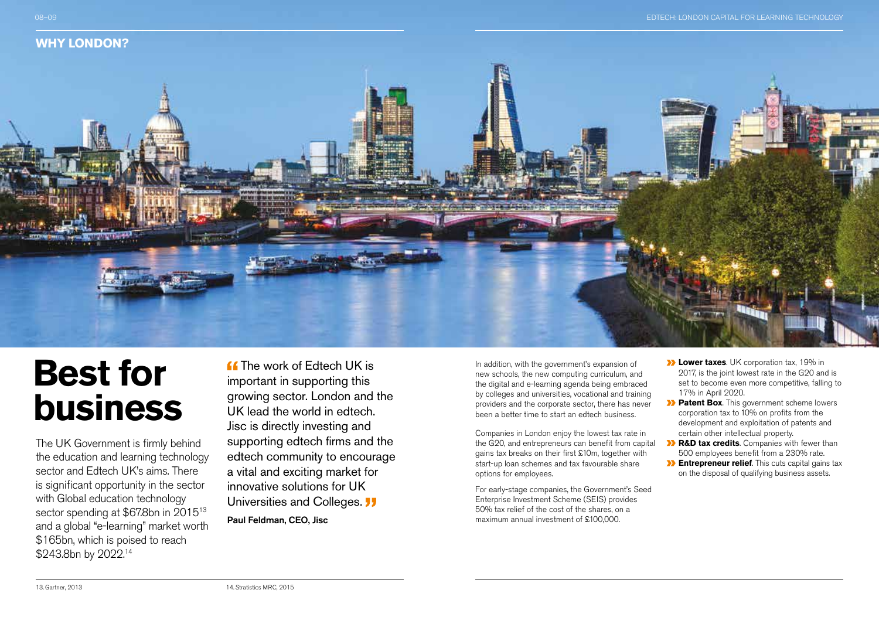## WHY LONDON?

# Best for business

The UK Government is firmly behind the education and learning technology sector and Edtech UK's aims. There is significant opportunity in the sector with Global education technology sector spending at $67.8bn in 2015[13] and a global "e-learning" market worth $165bn, which is poised to reach $243.8bn by 2022.[14]

> "The work of Edtech UK is important in supporting this growing sector. London and the UK lead the world in edtech. Jisc is directly investing and supporting edtech firms and the edtech community to encourage a vital and exciting market for innovative solutions for UK Universities and Colleges."
>
> **Paul Feldman, CEO, Jisc**

In addition, with the government's expansion of new schools, the new computing curriculum, and the digital and e-learning agenda being embraced by colleges and universities, vocational and training providers and the corporate sector, there has never been a better time to start an edtech business.

Companies in London enjoy the lowest tax rate in the G20, and entrepreneurs can benefit from capital gains tax breaks on their first £10m, together with start-up loan schemes and tax favourable share options for employees.

For early-stage companies, the Government's Seed Enterprise Investment Scheme (SEIS) provides 50% tax relief of the cost of the shares, on a maximum annual investment of £100,000.

- **Lower taxes**. UK corporation tax, 19% in 2017, is the joint lowest rate in the G20 and is set to become even more competitive, falling to 17% in April 2020.
- **Patent Box**. This government scheme lowers corporation tax to 10% on profits from the development and exploitation of patents and certain other intellectual property.
- **R&D tax credits**. Companies with fewer than 500 employees benefit from a 230% rate.
- **Entrepreneur relief**. This cuts capital gains tax on the disposal of qualifying business assets.

13. Gartner, 2013

14. Stratistics MRC, 2015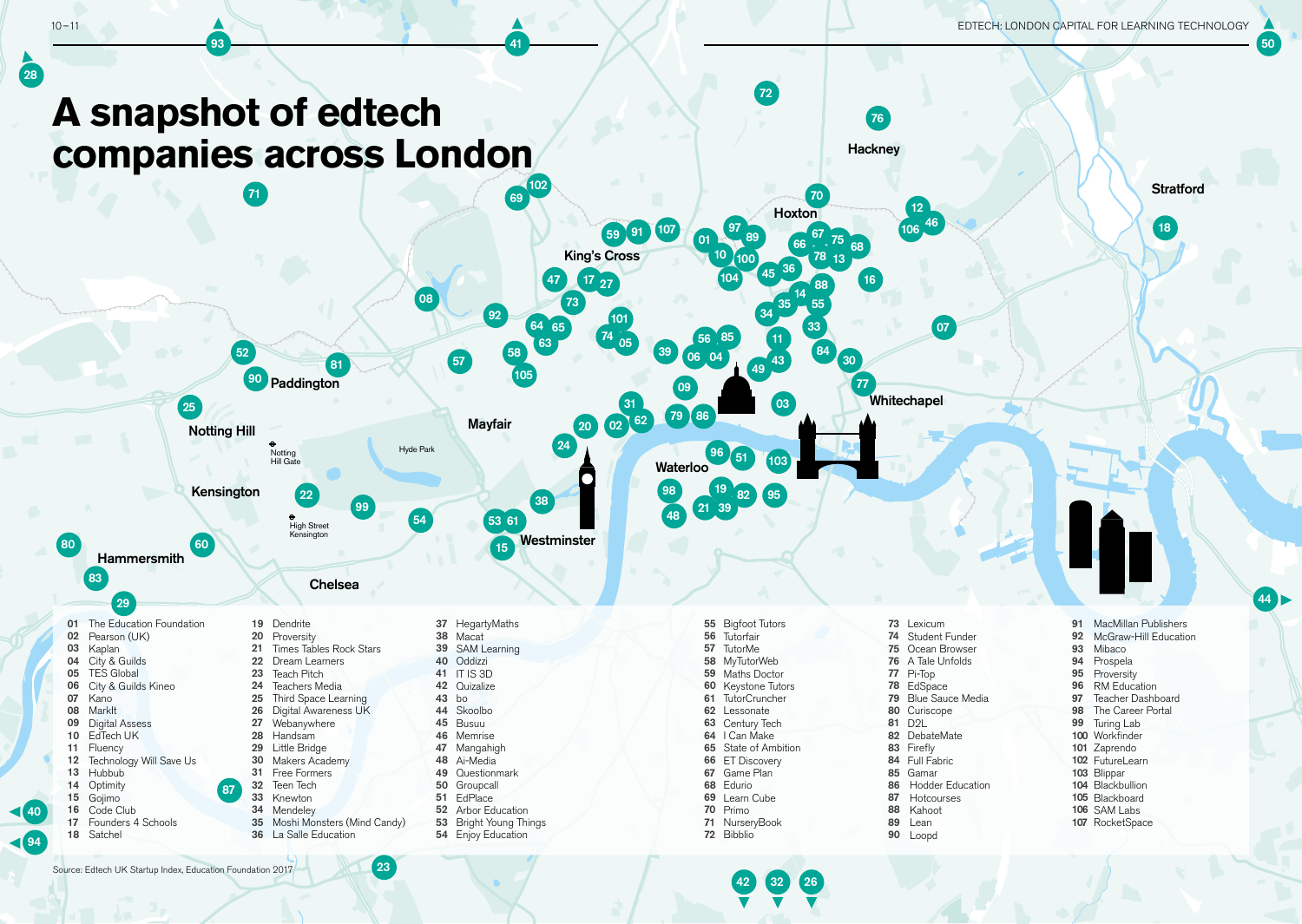# A snapshot of edtech companies across London

01 The Education Foundation
02 Pearson (UK)
03 Kaplan
04 City & Guilds
05 TES Global
06 City & Guilds Kineo
07 Kano
08 Marklt
09 Digital Assess
10 EdTech UK
11 Fluency
12 Technology Will Save Us
13 Hubbub
14 Optimity
15 Gojimo
16 Code Club
17 Founders 4 Schools
18 Satchel
19 Dendrite
20 Proversity
21 Times Tables Rock Stars
22 Dream Learners
23 Teach Pitch
24 Teachers Media
25 Third Space Learning
26 Digital Awareness UK
27 Webanywhere
28 Handsam
29 Little Bridge
30 Makers Academy
31 Free Formers
32 Teen Tech
33 Knewton
34 Mendeley
35 Moshi Monsters (Mind Candy)
36 La Salle Education
37 HegartyMaths
38 Macat
39 SAM Learning
40 Oddizzi
41 IT IS 3D
42 Quizalize
43 bo
44 Skoolbo
45 Busuu
46 Memrise
47 Mangahigh
48 Ai-Media
49 Questionmark
50 Groupcall
51 EdPlace
52 Arbor Education
53 Bright Young Things
54 Enjoy Education
55 Bigfoot Tutors
56 Tutorfair
57 TutorMe
58 MyTutorWeb
59 Maths Doctor
60 Keystone Tutors
61 TutorCruncher
62 Lessonate
63 Century Tech
64 I Can Make
65 State of Ambition
66 ET Discovery
67 Game Plan
68 Edurio
69 Learn Cube
70 Primo
71 NurseryBook
72 Bibblio
73 Lexicum
74 Student Funder
75 Ocean Browser
76 A Tale Unfolds
77 Pi-Top
78 EdSpace
79 Blue Sauce Media
80 Curiscope
81 D2L
82 DebateMate
83 Firefly
84 Full Fabric
85 Gamar
86 Hodder Education
87 Hotcourses
88 Kahoot
89 Lean
90 Loopd
91 MacMillan Publishers
92 McGraw-Hill Education
93 Mibaco
94 Prospela
95 Proversity
96 RM Education
97 Teacher Dashboard
98 The Career Portal
99 Turing Lab
100 Workfinder
101 Zaprendo
102 FutureLearn
103 Blippar
104 Blackbullion
105 Blackboard
106 SAM Labs
107 RocketSpace

Source: Edtech UK Startup Index, Education Foundation 2017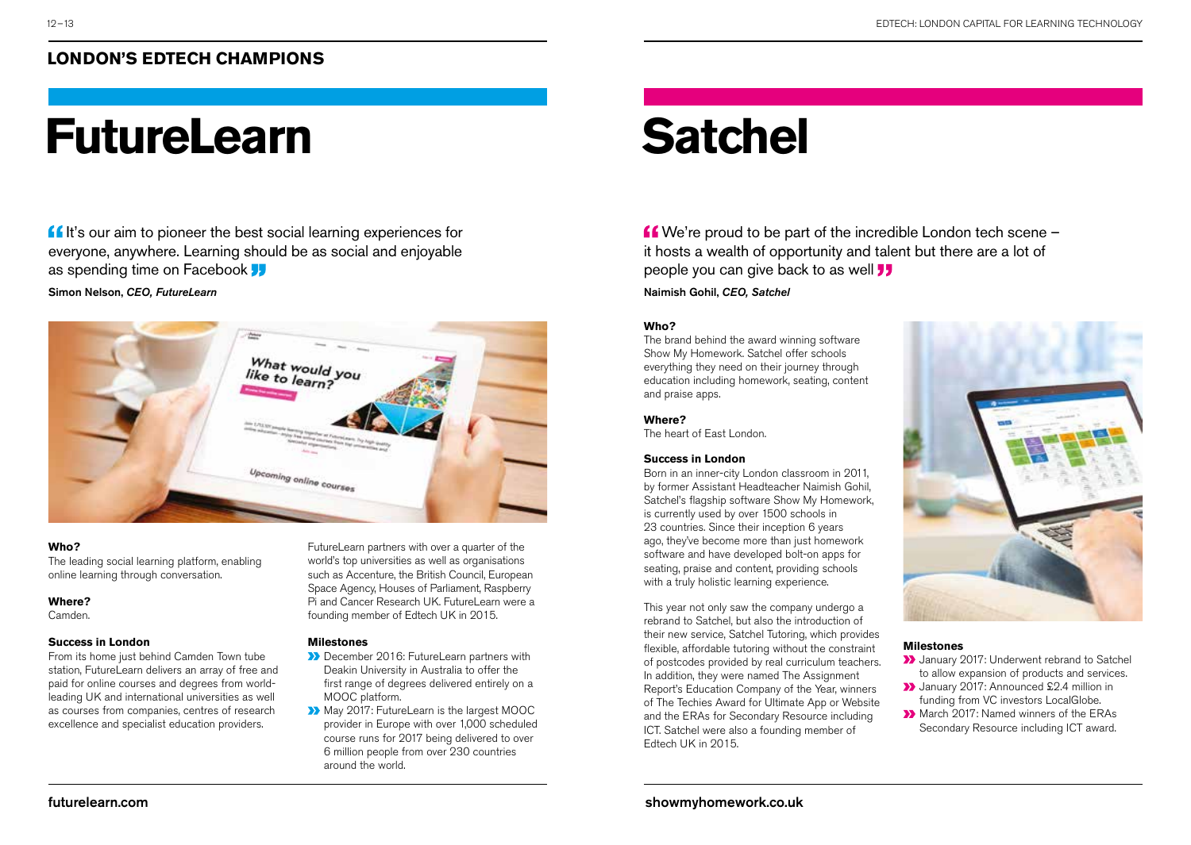## LONDON'S EDTECH CHAMPIONS

# FutureLearn

"It's our aim to pioneer the best social learning experiences for everyone, anywhere. Learning should be as social and enjoyable as spending time on Facebook"

Simon Nelson, *CEO, FutureLearn*

**Who?**
The leading social learning platform, enabling online learning through conversation.

**Where?**
Camden.

**Success in London**
From its home just behind Camden Town tube station, FutureLearn delivers an array of free and paid for online courses and degrees from world-leading UK and international universities as well as courses from companies, centres of research excellence and specialist education providers.

FutureLearn partners with over a quarter of the world's top universities as well as organisations such as Accenture, the British Council, European Space Agency, Houses of Parliament, Raspberry Pi and Cancer Research UK. FutureLearn were a founding member of Edtech UK in 2015.

**Milestones**

- December 2016: FutureLearn partners with Deakin University in Australia to offer the first range of degrees delivered entirely on a MOOC platform.
- May 2017: FutureLearn is the largest MOOC provider in Europe with over 1,000 scheduled course runs for 2017 being delivered to over 6 million people from over 230 countries around the world.

futurelearn.com

# Satchel

"We're proud to be part of the incredible London tech scene – it hosts a wealth of opportunity and talent but there are a lot of people you can give back to as well"

Naimish Gohil, *CEO, Satchel*

**Who?**
The brand behind the award winning software Show My Homework. Satchel offer schools everything they need on their journey through education including homework, seating, content and praise apps.

**Where?**
The heart of East London.

**Success in London**
Born in an inner-city London classroom in 2011, by former Assistant Headteacher Naimish Gohil, Satchel's flagship software Show My Homework, is currently used by over 1500 schools in 23 countries. Since their inception 6 years ago, they've become more than just homework software and have developed bolt-on apps for seating, praise and content, providing schools with a truly holistic learning experience.

This year not only saw the company undergo a rebrand to Satchel, but also the introduction of their new service, Satchel Tutoring, which provides flexible, affordable tutoring without the constraint of postcodes provided by real curriculum teachers. In addition, they were named The Assignment Report's Education Company of the Year, winners of The Techies Award for Ultimate App or Website and the ERAs for Secondary Resource including ICT. Satchel were also a founding member of Edtech UK in 2015.

**Milestones**

- January 2017: Underwent rebrand to Satchel to allow expansion of products and services.
- January 2017: Announced £2.4 million in funding from VC investors LocalGlobe.
- March 2017: Named winners of the ERAs Secondary Resource including ICT award.

showmyhomework.co.uk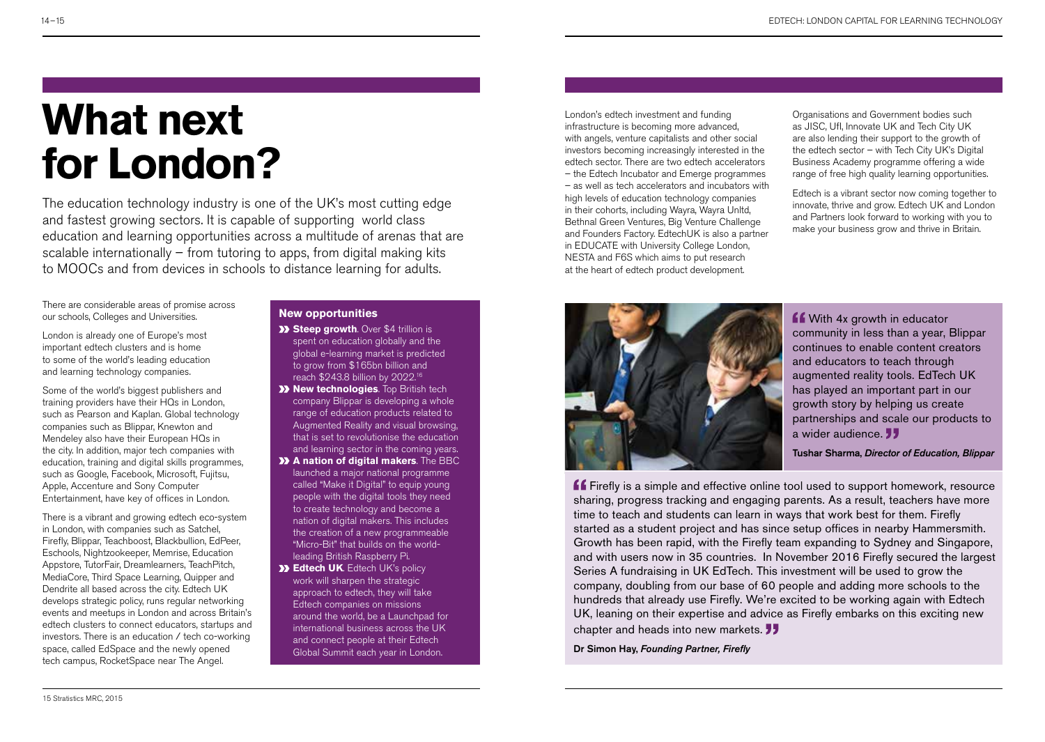# What next for London?

The education technology industry is one of the UK's most cutting edge and fastest growing sectors. It is capable of supporting world class education and learning opportunities across a multitude of arenas that are scalable internationally – from tutoring to apps, from digital making kits to MOOCs and from devices in schools to distance learning for adults.

There are considerable areas of promise across our schools, Colleges and Universities.

London is already one of Europe's most important edtech clusters and is home to some of the world's leading education and learning technology companies.

Some of the world's biggest publishers and training providers have their HQs in London, such as Pearson and Kaplan. Global technology companies such as Blippar, Knewton and Mendeley also have their European HQs in the city. In addition, major tech companies with education, training and digital skills programmes, such as Google, Facebook, Microsoft, Fujitsu, Apple, Accenture and Sony Computer Entertainment, have key of offices in London.

There is a vibrant and growing edtech eco-system in London, with companies such as Satchel, Firefly, Blippar, Teachboost, Blackbullion, EdPeer, Eschools, Nightzookeeper, Memrise, Education Appstore, TutorFair, Dreamlearners, TeachPitch, MediaCore, Third Space Learning, Quipper and Dendrite all based across the city. Edtech UK develops strategic policy, runs regular networking events and meetups in London and across Britain's edtech clusters to connect educators, startups and investors. There is an education / tech co-working space, called EdSpace and the newly opened tech campus, RocketSpace near The Angel.

### New opportunities

- **Steep growth**. Over $4 trillion is spent on education globally and the global e-learning market is predicted to grow from $165bn billion and reach $243.8 billion by 2022.[15]
- **New technologies**. Top British tech company Blippar is developing a whole range of education products related to Augmented Reality and visual browsing, that is set to revolutionise the education and learning sector in the coming years.
- **A nation of digital makers**. The BBC launched a major national programme called "Make it Digital" to equip young people with the digital tools they need to create technology and become a nation of digital makers. This includes the creation of a new programmeable "Micro-Bit" that builds on the world-leading British Raspberry Pi.
- **Edtech UK**. Edtech UK's policy work will sharpen the strategic approach to edtech, they will take Edtech companies on missions around the world, be a Launchpad for international business across the UK and connect people at their Edtech Global Summit each year in London.

London's edtech investment and funding infrastructure is becoming more advanced, with angels, venture capitalists and other social investors becoming increasingly interested in the edtech sector. There are two edtech accelerators – the Edtech Incubator and Emerge programmes – as well as tech accelerators and incubators with high levels of education technology companies in their cohorts, including Wayra, Wayra Unltd, Bethnal Green Ventures, Big Venture Challenge and Founders Factory. EdtechUK is also a partner in EDUCATE with University College London, NESTA and F6S which aims to put research at the heart of edtech product development.

Organisations and Government bodies such as JISC, Ufl, Innovate UK and Tech City UK are also lending their support to the growth of the edtech sector – with Tech City UK's Digital Business Academy programme offering a wide range of free high quality learning opportunities.

Edtech is a vibrant sector now coming together to innovate, thrive and grow. Edtech UK and London and Partners look forward to working with you to make your business grow and thrive in Britain.

> "With 4x growth in educator community in less than a year, Blippar continues to enable content creators and educators to teach through augmented reality tools. EdTech UK has played an important part in our growth story by helping us create partnerships and scale our products to a wider audience."

**Tushar Sharma,** ***Director of Education, Blippar***

> "Firefly is a simple and effective online tool used to support homework, resource sharing, progress tracking and engaging parents. As a result, teachers have more time to teach and students can learn in ways that work best for them. Firefly started as a student project and has since setup offices in nearby Hammersmith. Growth has been rapid, with the Firefly team expanding to Sydney and Singapore, and with users now in 35 countries. In November 2016 Firefly secured the largest Series A fundraising in UK EdTech. This investment will be used to grow the company, doubling from our base of 60 people and adding more schools to the hundreds that already use Firefly. We're excited to be working again with Edtech UK, leaning on their expertise and advice as Firefly embarks on this exciting new chapter and heads into new markets."

**Dr Simon Hay,** ***Founding Partner, Firefly***

15 Stratistics MRC, 2015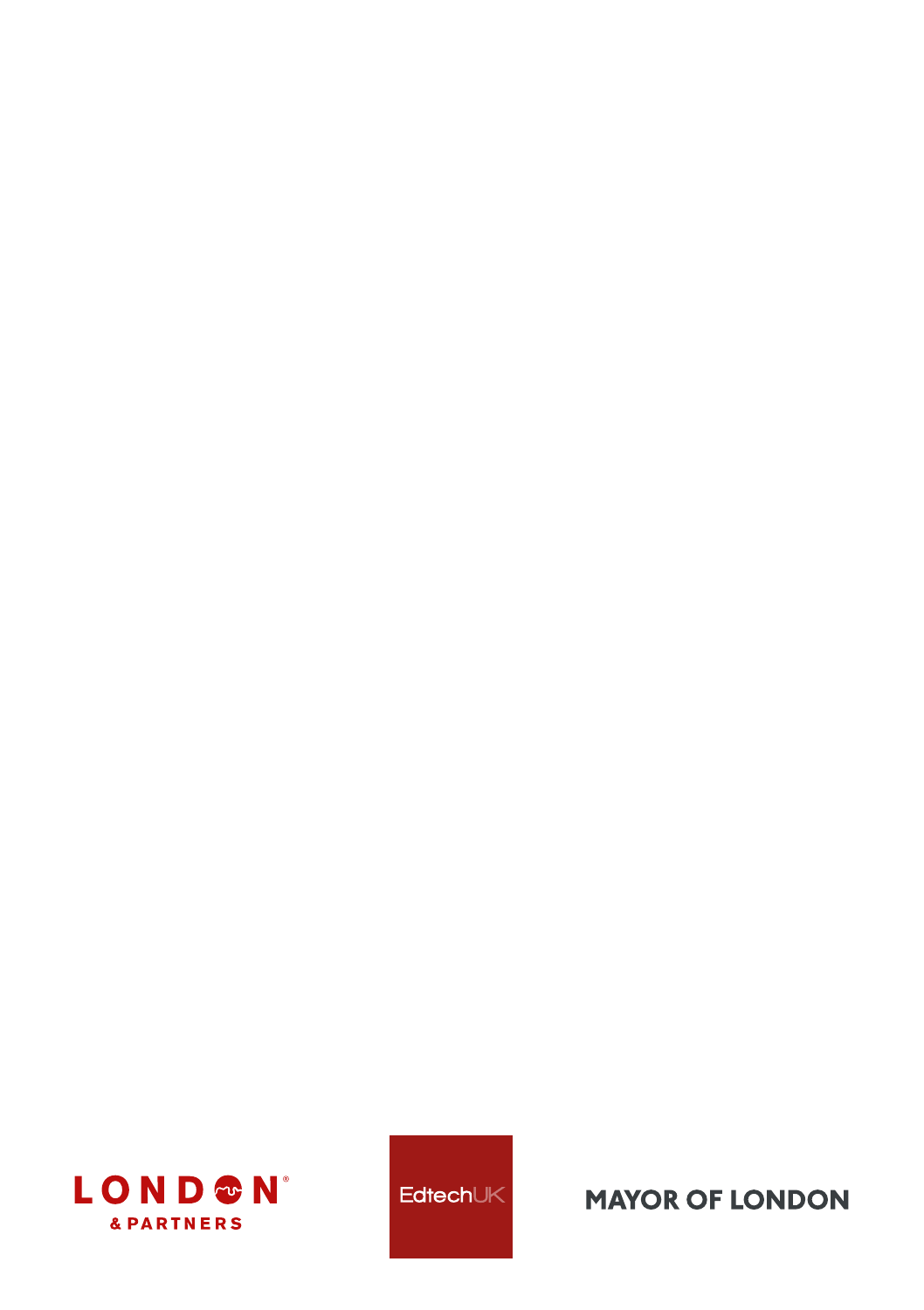LONDON & PARTNERS

EdtechUK

MAYOR OF LONDON